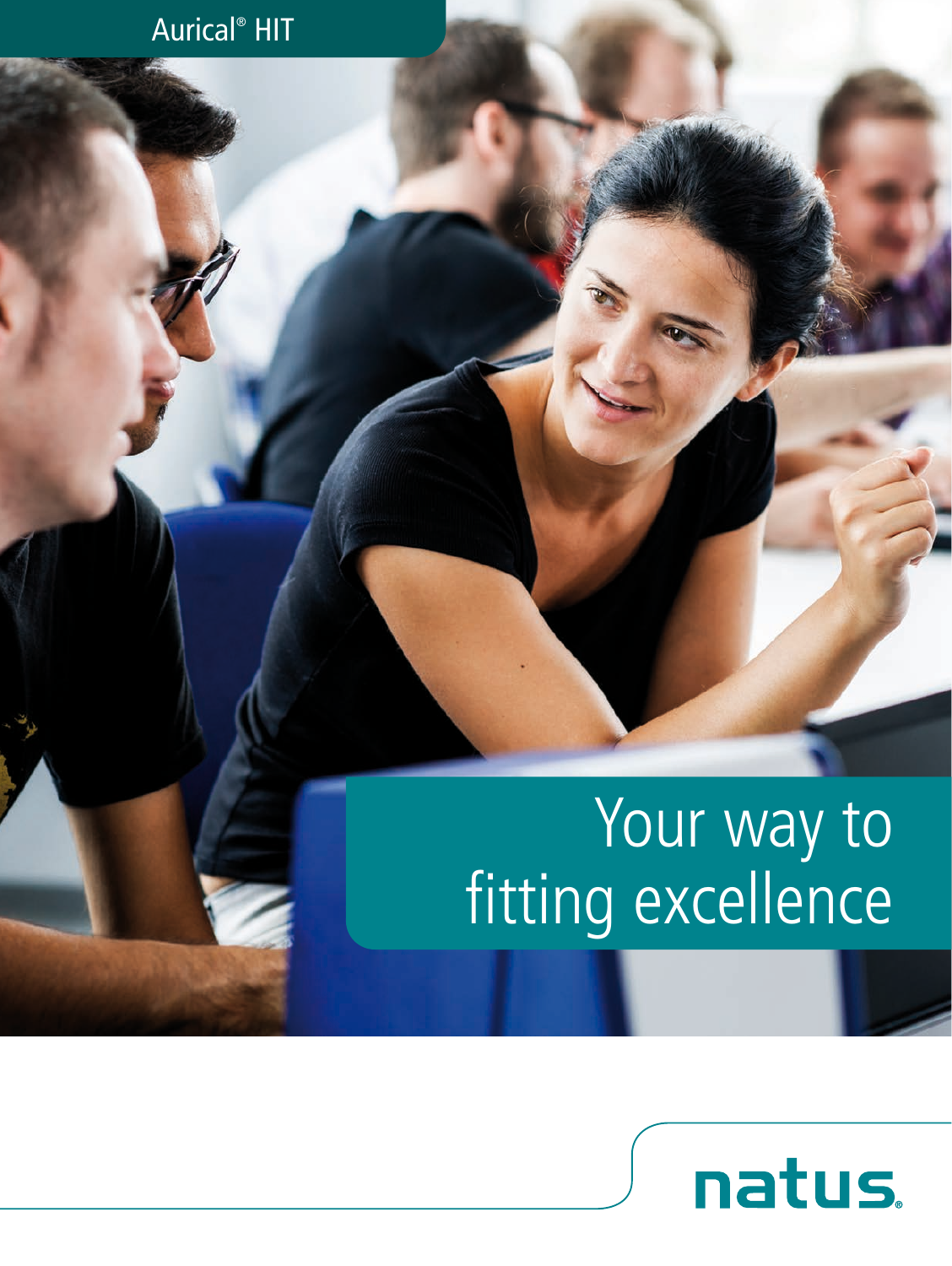Aurical® HIT

# Your way to fitting excellence

natus.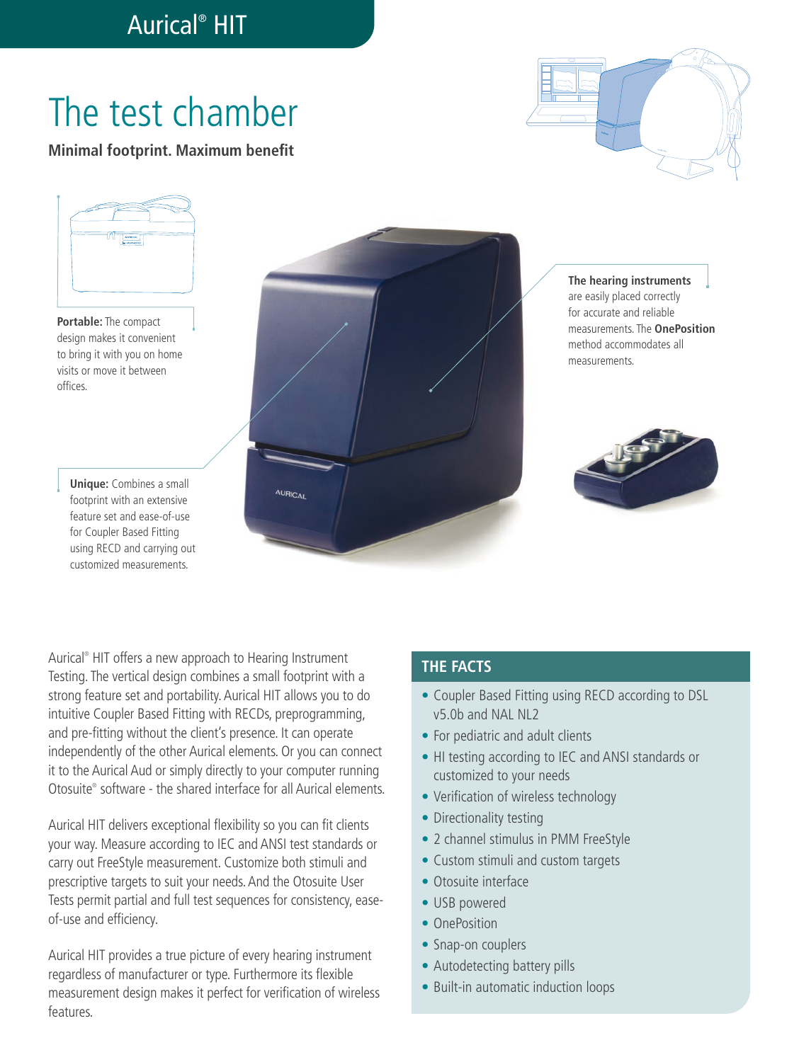# The test chamber

**Minimal footprint. Maximum benefit**

**Portable:** The compact design makes it convenient to bring it with you on home visits or move it between offices.

**Unique:** Combines a small footprint with an extensive feature set and ease-of-use for Coupler Based Fitting using RECD and carrying out customized measurements.

**The hearing instruments** are easily placed correctly for accurate and reliable measurements. The **OnePosition** method accommodates all measurements.

Aurical® HIT offers a new approach to Hearing Instrument Testing. The vertical design combines a small footprint with a strong feature set and portability. Aurical HIT allows you to do intuitive Coupler Based Fitting with RECDs, preprogramming, and pre-fitting without the client's presence. It can operate independently of the other Aurical elements. Or you can connect it to the Aurical Aud or simply directly to your computer running Otosuite® software - the shared interface for all Aurical elements.

Aurical HIT delivers exceptional flexibility so you can fit clients your way. Measure according to IEC and ANSI test standards or carry out FreeStyle measurement. Customize both stimuli and prescriptive targets to suit your needs. And the Otosuite User Tests permit partial and full test sequences for consistency, ease-of-use and efficiency.

Aurical HIT provides a true picture of every hearing instrument regardless of manufacturer or type. Furthermore its flexible measurement design makes it perfect for verification of wireless features.

## THE FACTS

- Coupler Based Fitting using RECD according to DSL v5.0b and NAL NL2
- For pediatric and adult clients
- HI testing according to IEC and ANSI standards or customized to your needs
- Verification of wireless technology
- Directionality testing
- 2 channel stimulus in PMM FreeStyle
- Custom stimuli and custom targets
- Otosuite interface
- USB powered
- OnePosition
- Snap-on couplers
- Autodetecting battery pills
- Built-in automatic induction loops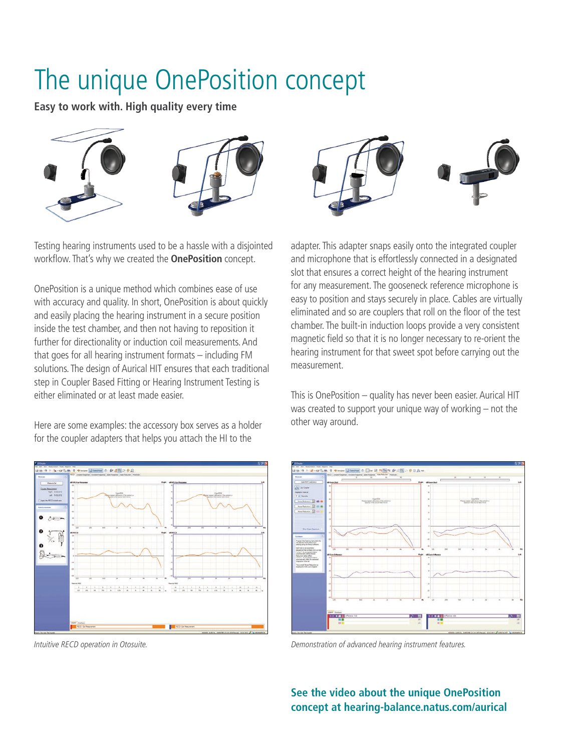# The unique OnePosition concept

**Easy to work with. High quality every time**

Testing hearing instruments used to be a hassle with a disjointed workflow. That's why we created the **OnePosition** concept.

OnePosition is a unique method which combines ease of use with accuracy and quality. In short, OnePosition is about quickly and easily placing the hearing instrument in a secure position inside the test chamber, and then not having to reposition it further for directionality or induction coil measurements. And that goes for all hearing instrument formats – including FM solutions. The design of Aurical HIT ensures that each traditional step in Coupler Based Fitting or Hearing Instrument Testing is either eliminated or at least made easier.

Here are some examples: the accessory box serves as a holder for the coupler adapters that helps you attach the HI to the adapter. This adapter snaps easily onto the integrated coupler and microphone that is effortlessly connected in a designated slot that ensures a correct height of the hearing instrument for any measurement. The gooseneck reference microphone is easy to position and stays securely in place. Cables are virtually eliminated and so are couplers that roll on the floor of the test chamber. The built-in induction loops provide a very consistent magnetic field so that it is no longer necessary to re-orient the hearing instrument for that sweet spot before carrying out the measurement.

This is OnePosition – quality has never been easier. Aurical HIT was created to support your unique way of working – not the other way around.

*Intuitive RECD operation in Otosuite.*

*Demonstration of advanced hearing instrument features.*

**See the video about the unique OnePosition concept at hearing-balance.natus.com/aurical**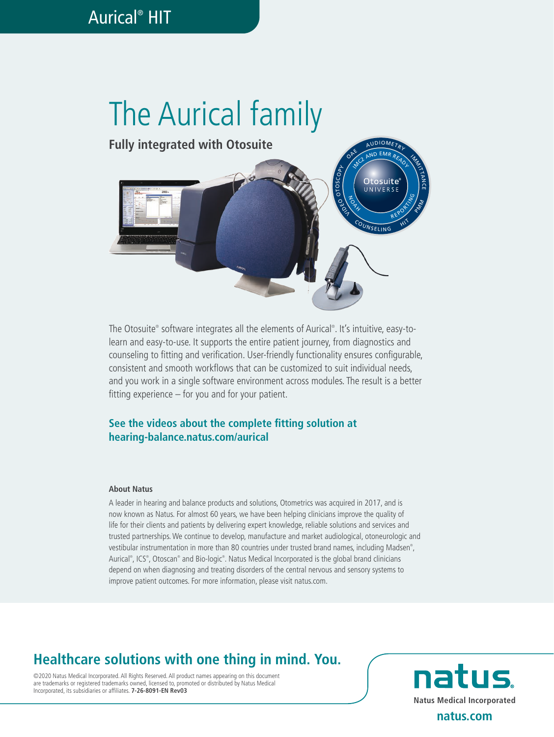# The Aurical family

**Fully integrated with Otosuite**

The Otosuite® software integrates all the elements of Aurical®. It's intuitive, easy-to-learn and easy-to-use. It supports the entire patient journey, from diagnostics and counseling to fitting and verification. User-friendly functionality ensures configurable, consistent and smooth workflows that can be customized to suit individual needs, and you work in a single software environment across modules. The result is a better fitting experience – for you and for your patient.

**See the videos about the complete fitting solution at hearing-balance.natus.com/aurical**

**About Natus**

A leader in hearing and balance products and solutions, Otometrics was acquired in 2017, and is now known as Natus. For almost 60 years, we have been helping clinicians improve the quality of life for their clients and patients by delivering expert knowledge, reliable solutions and services and trusted partnerships. We continue to develop, manufacture and market audiological, otoneurologic and vestibular instrumentation in more than 80 countries under trusted brand names, including Madsen®, Aurical®, ICS®, Otoscan® and Bio-logic®. Natus Medical Incorporated is the global brand clinicians depend on when diagnosing and treating disorders of the central nervous and sensory systems to improve patient outcomes. For more information, please visit natus.com.

## Healthcare solutions with one thing in mind. You.

©2020 Natus Medical Incorporated. All Rights Reserved. All product names appearing on this document are trademarks or registered trademarks owned, licensed to, promoted or distributed by Natus Medical Incorporated, its subsidiaries or affiliates. **7-26-8091-EN Rev03**

natus.

Natus Medical Incorporated

natus.com